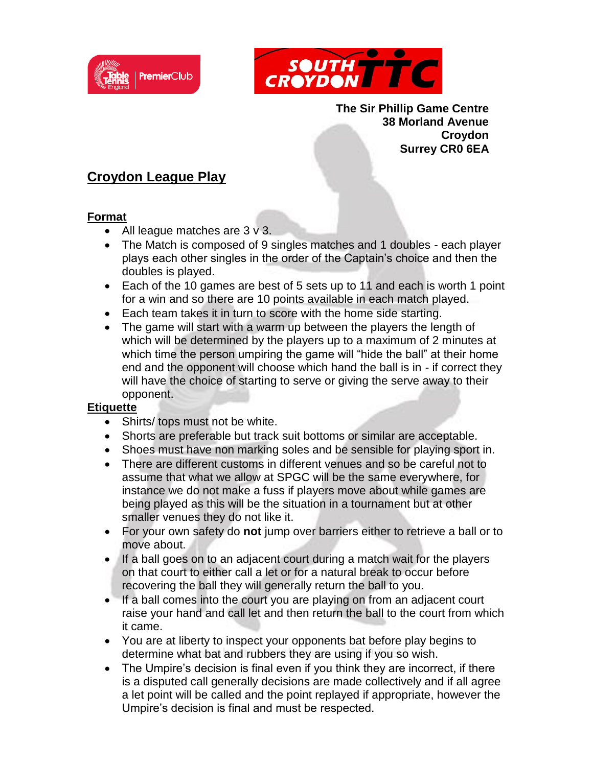The Sir Phillip Game Centre
38 Morland Avenue
Croydon
Surrey CR0 6EA

# Croydon League Play

## Format

- All league matches are 3 v 3.
- The Match is composed of 9 singles matches and 1 doubles - each player plays each other singles in the order of the Captain's choice and then the doubles is played.
- Each of the 10 games are best of 5 sets up to 11 and each is worth 1 point for a win and so there are 10 points available in each match played.
- Each team takes it in turn to score with the home side starting.
- The game will start with a warm up between the players the length of which will be determined by the players up to a maximum of 2 minutes at which time the person umpiring the game will "hide the ball" at their home end and the opponent will choose which hand the ball is in - if correct they will have the choice of starting to serve or giving the serve away to their opponent.

## Etiquette

- Shirts/ tops must not be white.
- Shorts are preferable but track suit bottoms or similar are acceptable.
- Shoes must have non marking soles and be sensible for playing sport in.
- There are different customs in different venues and so be careful not to assume that what we allow at SPGC will be the same everywhere, for instance we do not make a fuss if players move about while games are being played as this will be the situation in a tournament but at other smaller venues they do not like it.
- For your own safety do **not** jump over barriers either to retrieve a ball or to move about.
- If a ball goes on to an adjacent court during a match wait for the players on that court to either call a let or for a natural break to occur before recovering the ball they will generally return the ball to you.
- If a ball comes into the court you are playing on from an adjacent court raise your hand and call let and then return the ball to the court from which it came.
- You are at liberty to inspect your opponents bat before play begins to determine what bat and rubbers they are using if you so wish.
- The Umpire's decision is final even if you think they are incorrect, if there is a disputed call generally decisions are made collectively and if all agree a let point will be called and the point replayed if appropriate, however the Umpire's decision is final and must be respected.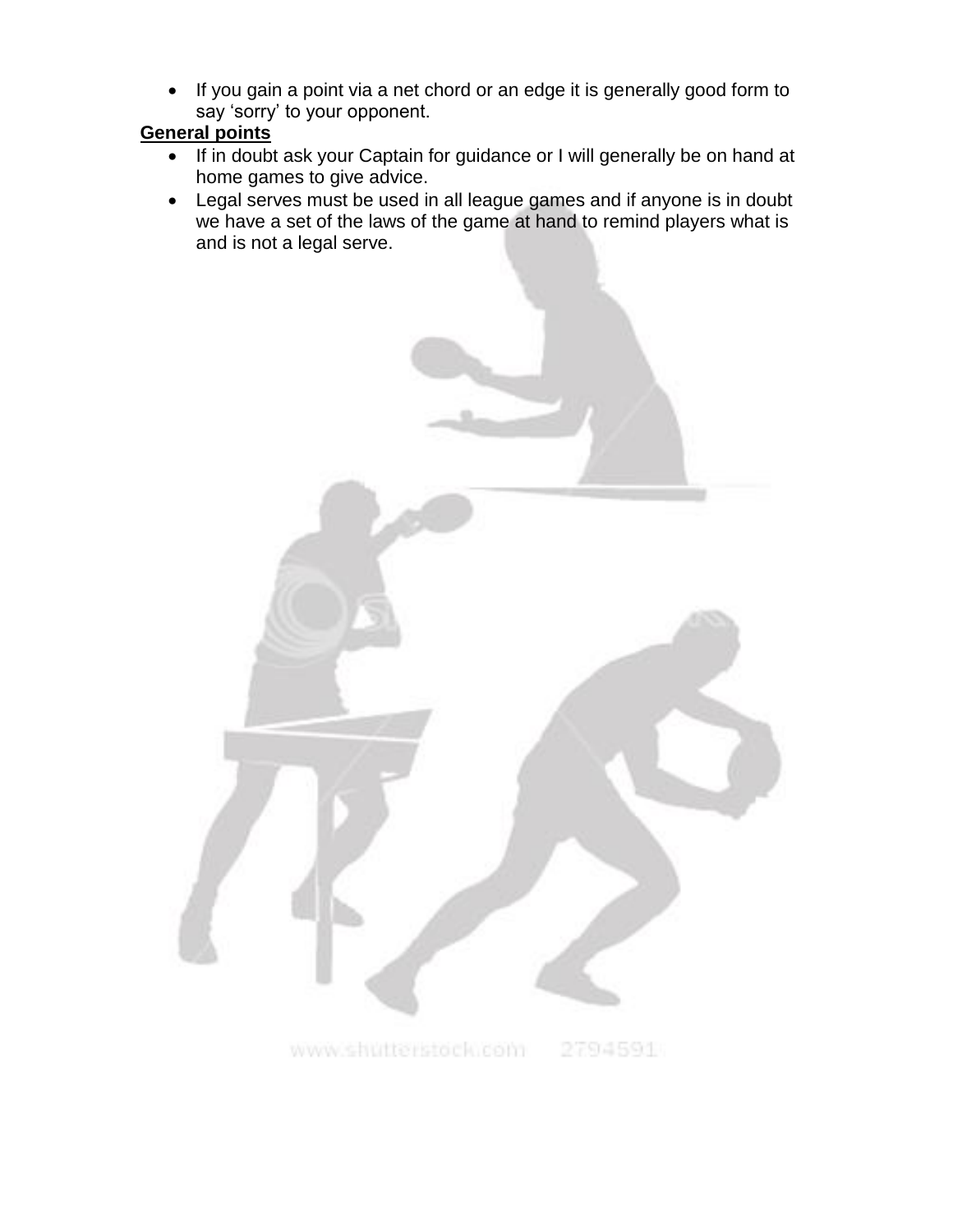- If you gain a point via a net chord or an edge it is generally good form to say 'sorry' to your opponent.

**General points**

- If in doubt ask your Captain for guidance or I will generally be on hand at home games to give advice.
- Legal serves must be used in all league games and if anyone is in doubt we have a set of the laws of the game at hand to remind players what is and is not a legal serve.